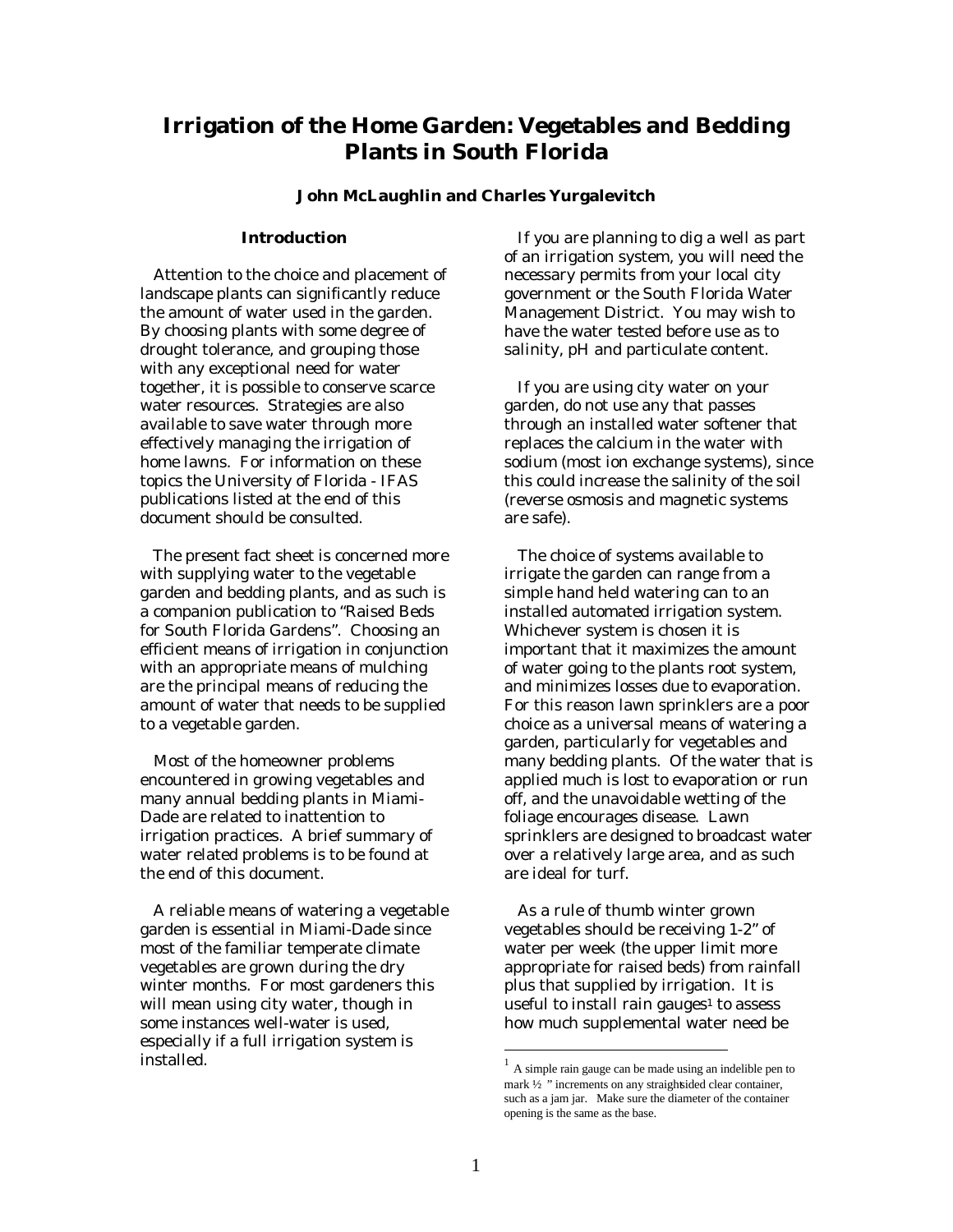# Irrigation of the Home Garden: Vegetables and Bedding Plants in South Florida

**John McLaughlin and Charles Yurgalevitch**

## Introduction

Attention to the choice and placement of landscape plants can significantly reduce the amount of water used in the garden. By choosing plants with some degree of drought tolerance, and grouping those with any exceptional need for water together, it is possible to conserve scarce water resources. Strategies are also available to save water through more effectively managing the irrigation of home lawns. For information on these topics the University of Florida - IFAS publications listed at the end of this document should be consulted.

The present fact sheet is concerned more with supplying water to the vegetable garden and bedding plants, and as such is a companion publication to "Raised Beds for South Florida Gardens". Choosing an efficient means of irrigation in conjunction with an appropriate means of mulching are the principal means of reducing the amount of water that needs to be supplied to a vegetable garden.

Most of the homeowner problems encountered in growing vegetables and many annual bedding plants in Miami-Dade are related to inattention to irrigation practices. A brief summary of water related problems is to be found at the end of this document.

A reliable means of watering a vegetable garden is essential in Miami-Dade since most of the familiar temperate climate vegetables are grown during the dry winter months. For most gardeners this will mean using city water, though in some instances well-water is used, especially if a full irrigation system is installed.

If you are planning to dig a well as part of an irrigation system, you will need the necessary permits from your local city government or the South Florida Water Management District. You may wish to have the water tested before use as to salinity, pH and particulate content.

If you are using city water on your garden, do not use any that passes through an installed water softener that replaces the calcium in the water with sodium (most ion exchange systems), since this could increase the salinity of the soil (reverse osmosis and magnetic systems are safe).

The choice of systems available to irrigate the garden can range from a simple hand held watering can to an installed automated irrigation system. Whichever system is chosen it is important that it maximizes the amount of water going to the plants root system, and minimizes losses due to evaporation. For this reason lawn sprinklers are a poor choice as a universal means of watering a garden, particularly for vegetables and many bedding plants. Of the water that is applied much is lost to evaporation or run off, and the unavoidable wetting of the foliage encourages disease. Lawn sprinklers are designed to broadcast water over a relatively large area, and as such are ideal for turf.

As a rule of thumb winter grown vegetables should be receiving 1-2" of water per week (the upper limit more appropriate for raised beds) from rainfall plus that supplied by irrigation. It is useful to install rain gauges[1] to assess how much supplemental water need be

[1] A simple rain gauge can be made using an indelible pen to mark ½ " increments on any straight-sided clear container, such as a jam jar. Make sure the diameter of the container opening is the same as the base.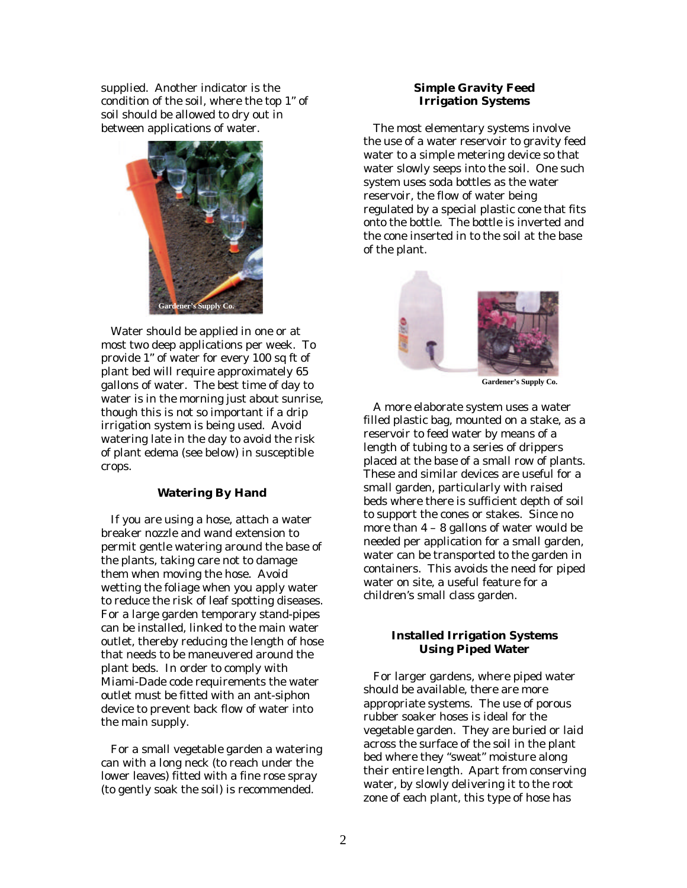supplied. Another indicator is the condition of the soil, where the top 1" of soil should be allowed to dry out in between applications of water.

Gardener's Supply Co.

Water should be applied in one or at most two deep applications per week. To provide 1" of water for every 100 sq ft of plant bed will require approximately 65 gallons of water. The best time of day to water is in the morning just about sunrise, though this is not so important if a drip irrigation system is being used. Avoid watering late in the day to avoid the risk of plant edema (see below) in susceptible crops.

### Watering By Hand

If you are using a hose, attach a water breaker nozzle and wand extension to permit gentle watering around the base of the plants, taking care not to damage them when moving the hose. Avoid wetting the foliage when you apply water to reduce the risk of leaf spotting diseases. For a large garden temporary stand-pipes can be installed, linked to the main water outlet, thereby reducing the length of hose that needs to be maneuvered around the plant beds. In order to comply with Miami-Dade code requirements the water outlet must be fitted with an ant-siphon device to prevent back flow of water into the main supply.

For a small vegetable garden a watering can with a long neck (to reach under the lower leaves) fitted with a fine rose spray (to gently soak the soil) is recommended.

### Simple Gravity Feed Irrigation Systems

The most elementary systems involve the use of a water reservoir to gravity feed water to a simple metering device so that water slowly seeps into the soil. One such system uses soda bottles as the water reservoir, the flow of water being regulated by a special plastic cone that fits onto the bottle. The bottle is inverted and the cone inserted in to the soil at the base of the plant.

Gardener's Supply Co.

A more elaborate system uses a water filled plastic bag, mounted on a stake, as a reservoir to feed water by means of a length of tubing to a series of drippers placed at the base of a small row of plants. These and similar devices are useful for a small garden, particularly with raised beds where there is sufficient depth of soil to support the cones or stakes. Since no more than 4 – 8 gallons of water would be needed per application for a small garden, water can be transported to the garden in containers. This avoids the need for piped water on site, a useful feature for a children's small class garden.

### Installed Irrigation Systems Using Piped Water

For larger gardens, where piped water should be available, there are more appropriate systems. The use of porous rubber soaker hoses is ideal for the vegetable garden. They are buried or laid across the surface of the soil in the plant bed where they "sweat" moisture along their entire length. Apart from conserving water, by slowly delivering it to the root zone of each plant, this type of hose has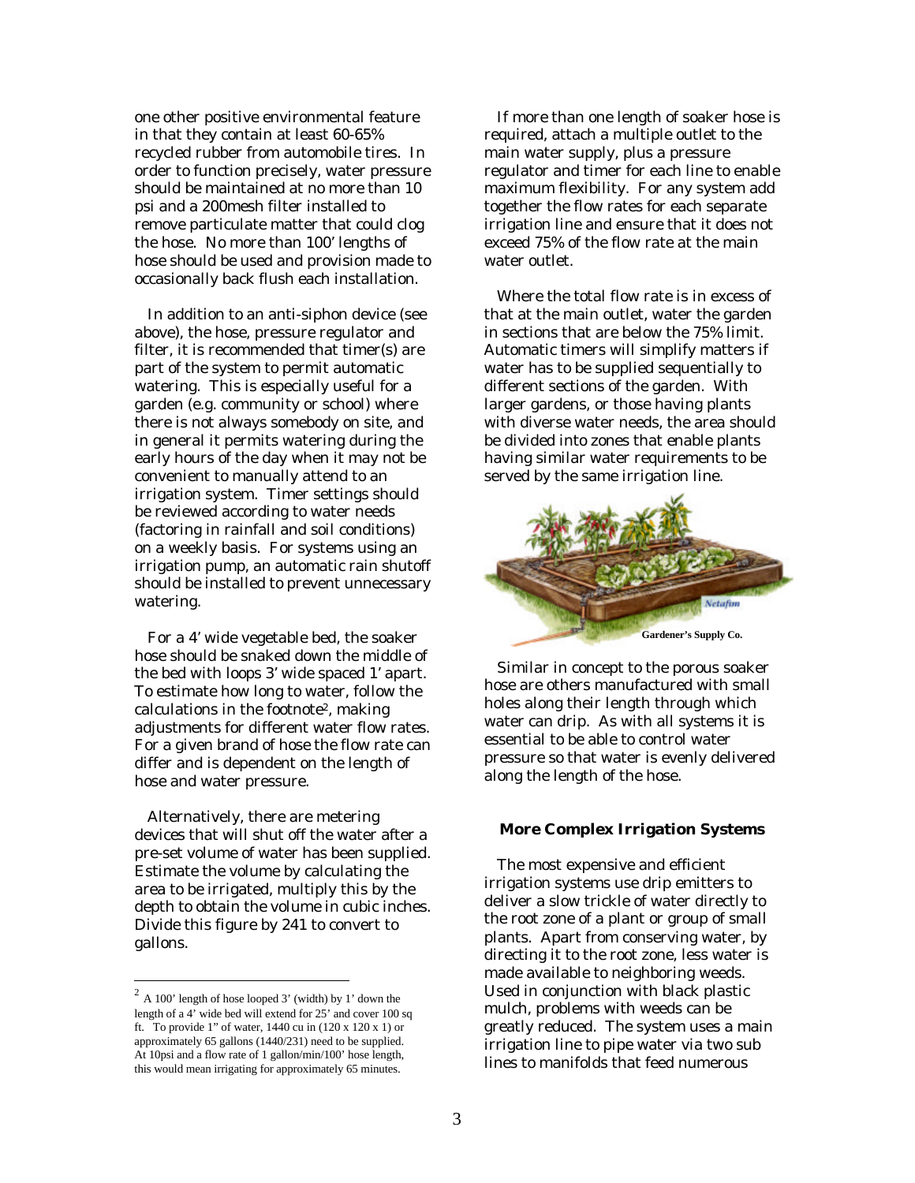one other positive environmental feature in that they contain at least 60-65% recycled rubber from automobile tires. In order to function precisely, water pressure should be maintained at no more than 10 psi and a 200mesh filter installed to remove particulate matter that could clog the hose. No more than 100' lengths of hose should be used and provision made to occasionally back flush each installation.

In addition to an anti-siphon device (see above), the hose, pressure regulator and filter, it is recommended that timer(s) are part of the system to permit automatic watering. This is especially useful for a garden (e.g. community or school) where there is not always somebody on site, and in general it permits watering during the early hours of the day when it may not be convenient to manually attend to an irrigation system. Timer settings should be reviewed according to water needs (factoring in rainfall and soil conditions) on a weekly basis. For systems using an irrigation pump, an automatic rain shutoff should be installed to prevent unnecessary watering.

For a 4' wide vegetable bed, the soaker hose should be snaked down the middle of the bed with loops 3' wide spaced 1' apart. To estimate how long to water, follow the calculations in the footnote[2], making adjustments for different water flow rates. For a given brand of hose the flow rate can differ and is dependent on the length of hose and water pressure.

Alternatively, there are metering devices that will shut off the water after a pre-set volume of water has been supplied. Estimate the volume by calculating the area to be irrigated, multiply this by the depth to obtain the volume in cubic inches. Divide this figure by 241 to convert to gallons.

If more than one length of soaker hose is required, attach a multiple outlet to the main water supply, plus a pressure regulator and timer for each line to enable maximum flexibility. For any system add together the flow rates for each separate irrigation line and ensure that it does not exceed 75% of the flow rate at the main water outlet.

Where the total flow rate is in excess of that at the main outlet, water the garden in sections that are below the 75% limit. Automatic timers will simplify matters if water has to be supplied sequentially to different sections of the garden. With larger gardens, or those having plants with diverse water needs, the area should be divided into zones that enable plants having similar water requirements to be served by the same irrigation line.

Netafim

Gardener's Supply Co.

Similar in concept to the porous soaker hose are others manufactured with small holes along their length through which water can drip. As with all systems it is essential to be able to control water pressure so that water is evenly delivered along the length of the hose.

### More Complex Irrigation Systems

The most expensive and efficient irrigation systems use drip emitters to deliver a slow trickle of water directly to the root zone of a plant or group of small plants. Apart from conserving water, by directing it to the root zone, less water is made available to neighboring weeds. Used in conjunction with black plastic mulch, problems with weeds can be greatly reduced. The system uses a main irrigation line to pipe water via two sub lines to manifolds that feed numerous

---

[2] A 100' length of hose looped 3' (width) by 1' down the length of a 4' wide bed will extend for 25' and cover 100 sq ft. To provide 1" of water, 1440 cu in (120 x 120 x 1) or approximately 65 gallons (1440/231) need to be supplied. At 10psi and a flow rate of 1 gallon/min/100' hose length, this would mean irrigating for approximately 65 minutes.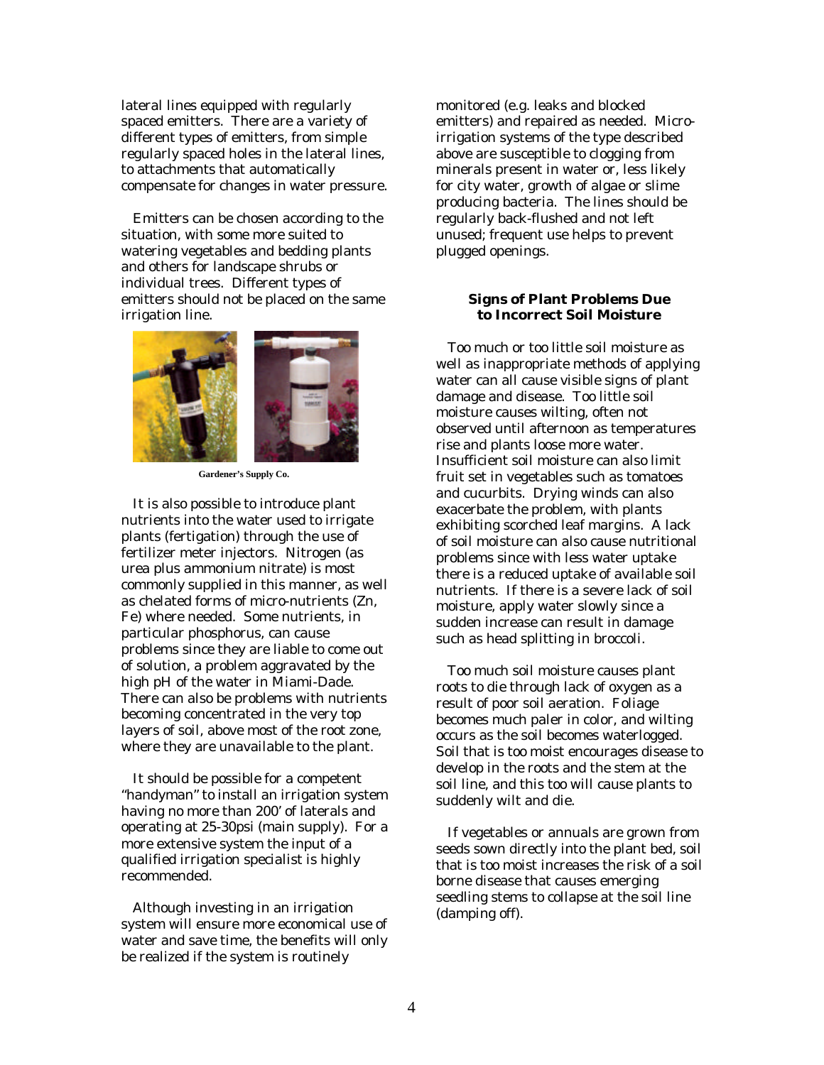lateral lines equipped with regularly spaced emitters. There are a variety of different types of emitters, from simple regularly spaced holes in the lateral lines, to attachments that automatically compensate for changes in water pressure.

Emitters can be chosen according to the situation, with some more suited to watering vegetables and bedding plants and others for landscape shrubs or individual trees. Different types of emitters should not be placed on the same irrigation line.

Gardener's Supply Co.

It is also possible to introduce plant nutrients into the water used to irrigate plants (fertigation) through the use of fertilizer meter injectors. Nitrogen (as urea plus ammonium nitrate) is most commonly supplied in this manner, as well as chelated forms of micro-nutrients (Zn, Fe) where needed. Some nutrients, in particular phosphorus, can cause problems since they are liable to come out of solution, a problem aggravated by the high pH of the water in Miami-Dade. There can also be problems with nutrients becoming concentrated in the very top layers of soil, above most of the root zone, where they are unavailable to the plant.

It should be possible for a competent "handyman" to install an irrigation system having no more than 200' of laterals and operating at 25-30psi (main supply). For a more extensive system the input of a qualified irrigation specialist is highly recommended.

Although investing in an irrigation system will ensure more economical use of water and save time, the benefits will only be realized if the system is routinely monitored (e.g. leaks and blocked emitters) and repaired as needed. Micro-irrigation systems of the type described above are susceptible to clogging from minerals present in water or, less likely for city water, growth of algae or slime producing bacteria. The lines should be regularly back-flushed and not left unused; frequent use helps to prevent plugged openings.

## Signs of Plant Problems Due to Incorrect Soil Moisture

Too much or too little soil moisture as well as inappropriate methods of applying water can all cause visible signs of plant damage and disease. Too little soil moisture causes wilting, often not observed until afternoon as temperatures rise and plants loose more water. Insufficient soil moisture can also limit fruit set in vegetables such as tomatoes and cucurbits. Drying winds can also exacerbate the problem, with plants exhibiting scorched leaf margins. A lack of soil moisture can also cause nutritional problems since with less water uptake there is a reduced uptake of available soil nutrients. If there is a severe lack of soil moisture, apply water slowly since a sudden increase can result in damage such as head splitting in broccoli.

Too much soil moisture causes plant roots to die through lack of oxygen as a result of poor soil aeration. Foliage becomes much paler in color, and wilting occurs as the soil becomes waterlogged. Soil that is too moist encourages disease to develop in the roots and the stem at the soil line, and this too will cause plants to suddenly wilt and die.

If vegetables or annuals are grown from seeds sown directly into the plant bed, soil that is too moist increases the risk of a soil borne disease that causes emerging seedling stems to collapse at the soil line (damping off).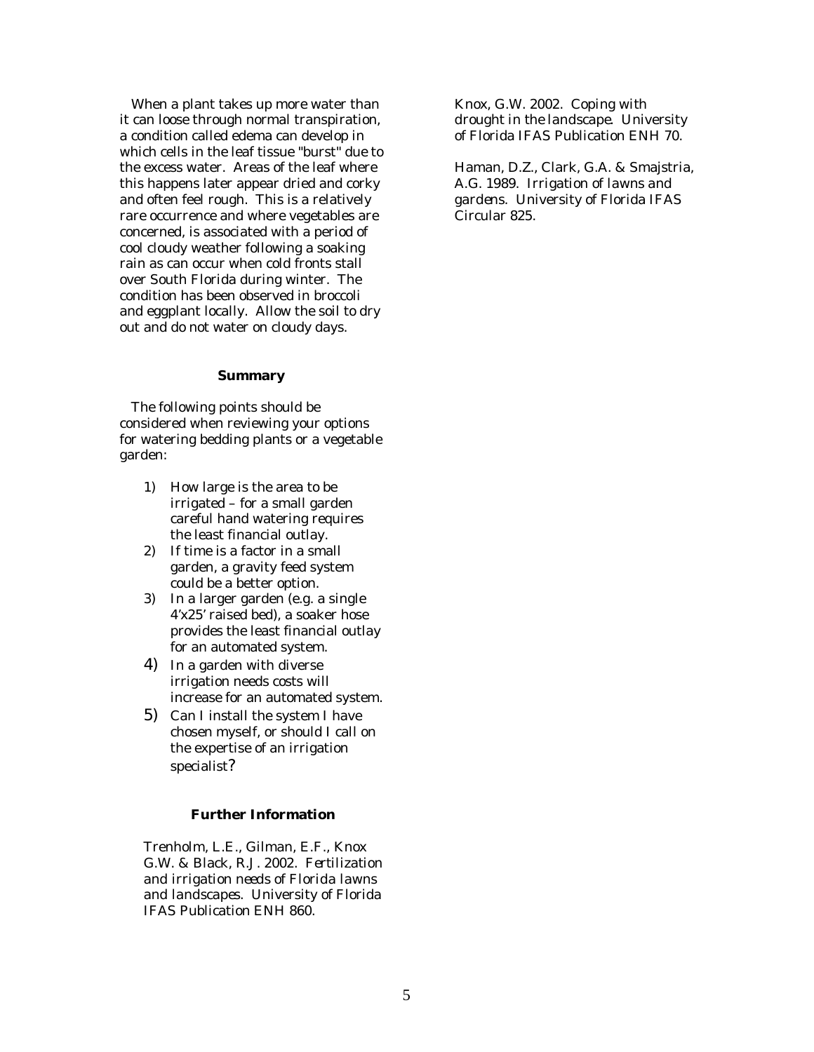When a plant takes up more water than it can loose through normal transpiration, a condition called edema can develop in which cells in the leaf tissue "burst" due to the excess water. Areas of the leaf where this happens later appear dried and corky and often feel rough. This is a relatively rare occurrence and where vegetables are concerned, is associated with a period of cool cloudy weather following a soaking rain as can occur when cold fronts stall over South Florida during winter. The condition has been observed in broccoli and eggplant locally. Allow the soil to dry out and do not water on cloudy days.

## Summary

The following points should be considered when reviewing your options for watering bedding plants or a vegetable garden:

1) How large is the area to be irrigated – for a small garden careful hand watering requires the least financial outlay.
2) If time is a factor in a small garden, a gravity feed system could be a better option.
3) In a larger garden (e.g. a single 4'x25' raised bed), a soaker hose provides the least financial outlay for an automated system.
4) In a garden with diverse irrigation needs costs will increase for an automated system.
5) Can I install the system I have chosen myself, or should I call on the expertise of an irrigation specialist?

## Further Information

Trenholm, L.E., Gilman, E.F., Knox G.W. & Black, R.J. 2002. *Fertilization and irrigation needs of Florida lawns and landscapes*. University of Florida IFAS Publication ENH 860.

Knox, G.W. 2002. *Coping with drought in the landscape*. University of Florida IFAS Publication ENH 70.

Haman, D.Z., Clark, G.A. & Smajstria, A.G. 1989. *Irrigation of lawns and gardens*. University of Florida IFAS Circular 825.